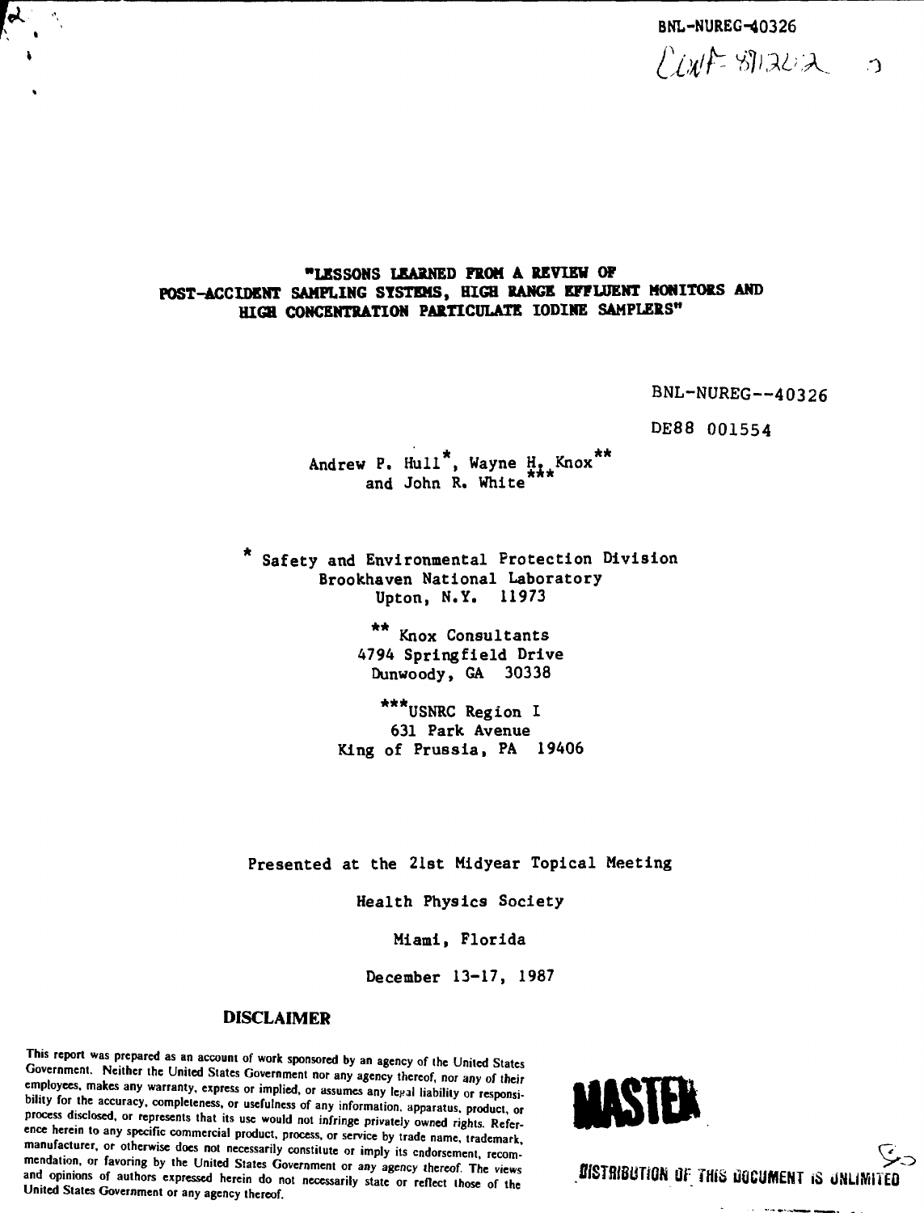BNL-NUREG-40326

CONF-871212--3

**"LESSONS LEARNED FROM A REVIEW OF POST-ACCIDENT SAMPLING SYSTEMS, HIGH RANGE EFFLUENT MONITORS AND HIGH CONCENTRATION PARTICULATE IODINE SAMPLERS"**

BNL-NUREG--40326

DE88 001554

Andrew P. Hull*, Wayne H. Knox** and John R. White***

\* Safety and Environmental Protection Division
Brookhaven National Laboratory
Upton, N.Y. 11973

\** Knox Consultants
4794 Springfield Drive
Dunwoody, GA 30338

\*** USNRC Region I
631 Park Avenue
King of Prussia, PA 19406

Presented at the 21st Midyear Topical Meeting

Health Physics Society

Miami, Florida

December 13-17, 1987

## DISCLAIMER

This report was prepared as an account of work sponsored by an agency of the United States Government. Neither the United States Government nor any agency thereof, nor any of their employees, makes any warranty, express or implied, or assumes any legal liability or responsibility for the accuracy, completeness, or usefulness of any information, apparatus, product, or process disclosed, or represents that its use would not infringe privately owned rights. Reference herein to any specific commercial product, process, or service by trade name, trademark, manufacturer, or otherwise does not necessarily constitute or imply its endorsement, recommendation, or favoring by the United States Government or any agency thereof. The views and opinions of authors expressed herein do not necessarily state or reflect those of the United States Government or any agency thereof.

MASTER

DISTRIBUTION OF THIS DOCUMENT IS UNLIMITED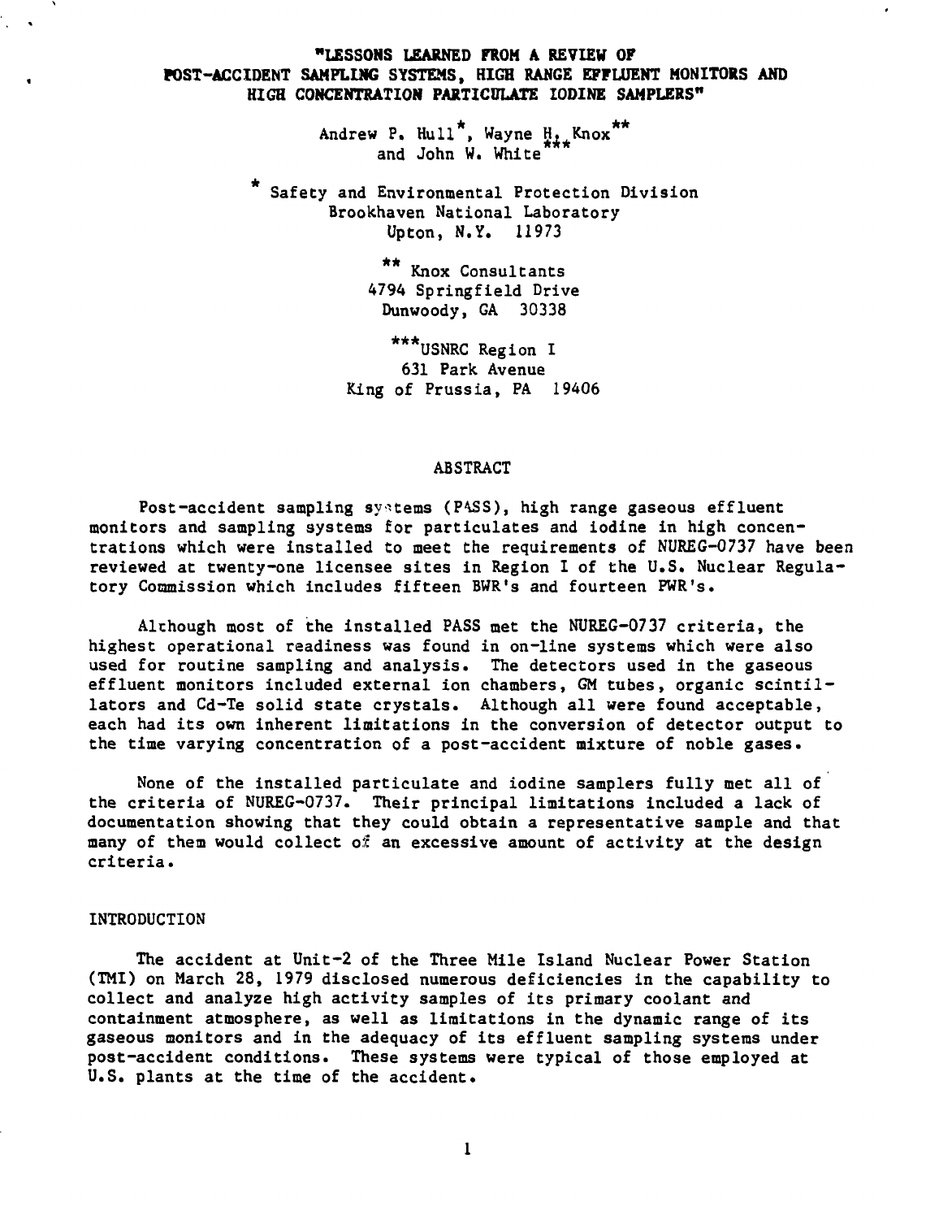# "LESSONS LEARNED FROM A REVIEW OF POST-ACCIDENT SAMPLING SYSTEMS, HIGH RANGE EFFLUENT MONITORS AND HIGH CONCENTRATION PARTICULATE IODINE SAMPLERS"

Andrew P. Hull*, Wayne H. Knox** and John W. White***

\* Safety and Environmental Protection Division
Brookhaven National Laboratory
Upton, N.Y. 11973

\*\* Knox Consultants
4794 Springfield Drive
Dunwoody, GA 30338

\*\*\*USNRC Region I
631 Park Avenue
King of Prussia, PA 19406

## ABSTRACT

Post-accident sampling systems (PASS), high range gaseous effluent monitors and sampling systems for particulates and iodine in high concentrations which were installed to meet the requirements of NUREG-0737 have been reviewed at twenty-one licensee sites in Region I of the U.S. Nuclear Regulatory Commission which includes fifteen BWR's and fourteen PWR's.

Although most of the installed PASS met the NUREG-0737 criteria, the highest operational readiness was found in on-line systems which were also used for routine sampling and analysis. The detectors used in the gaseous effluent monitors included external ion chambers, GM tubes, organic scintillators and Cd-Te solid state crystals. Although all were found acceptable, each had its own inherent limitations in the conversion of detector output to the time varying concentration of a post-accident mixture of noble gases.

None of the installed particulate and iodine samplers fully met all of the criteria of NUREG-0737. Their principal limitations included a lack of documentation showing that they could obtain a representative sample and that many of them would collect of an excessive amount of activity at the design criteria.

## INTRODUCTION

The accident at Unit-2 of the Three Mile Island Nuclear Power Station (TMI) on March 28, 1979 disclosed numerous deficiencies in the capability to collect and analyze high activity samples of its primary coolant and containment atmosphere, as well as limitations in the dynamic range of its gaseous monitors and in the adequacy of its effluent sampling systems under post-accident conditions. These systems were typical of those employed at U.S. plants at the time of the accident.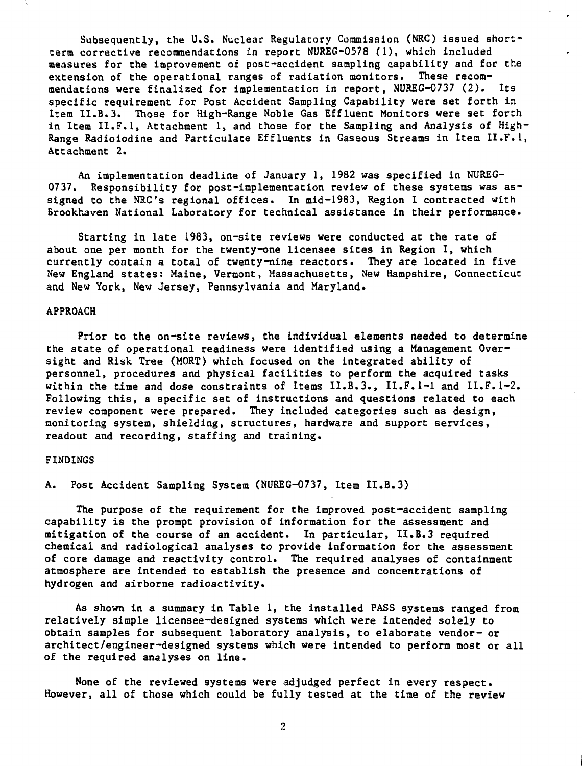Subsequently, the U.S. Nuclear Regulatory Commission (NRC) issued short-term corrective recommendations in report NUREG-0578 (1), which included measures for the improvement of post-accident sampling capability and for the extension of the operational ranges of radiation monitors. These recommendations were finalized for implementation in report, NUREG-0737 (2). Its specific requirement for Post Accident Sampling Capability were set forth in Item II.B.3. Those for High-Range Noble Gas Effluent Monitors were set forth in Item II.F.1, Attachment 1, and those for the Sampling and Analysis of High-Range Radioiodine and Particulate Effluents in Gaseous Streams in Item II.F.1, Attachment 2.

An implementation deadline of January 1, 1982 was specified in NUREG-0737. Responsibility for post-implementation review of these systems was assigned to the NRC's regional offices. In mid-1983, Region I contracted with Brookhaven National Laboratory for technical assistance in their performance.

Starting in late 1983, on-site reviews were conducted at the rate of about one per month for the twenty-one licensee sites in Region I, which currently contain a total of twenty-nine reactors. They are located in five New England states: Maine, Vermont, Massachusetts, New Hampshire, Connecticut and New York, New Jersey, Pennsylvania and Maryland.

## APPROACH

Prior to the on-site reviews, the individual elements needed to determine the state of operational readiness were identified using a Management Oversight and Risk Tree (MORT) which focused on the integrated ability of personnel, procedures and physical facilities to perform the acquired tasks within the time and dose constraints of Items II.B.3., II.F.1-1 and II.F.1-2. Following this, a specific set of instructions and questions related to each review component were prepared. They included categories such as design, monitoring system, shielding, structures, hardware and support services, readout and recording, staffing and training.

## FINDINGS

### A. Post Accident Sampling System (NUREG-0737, Item II.B.3)

The purpose of the requirement for the improved post-accident sampling capability is the prompt provision of information for the assessment and mitigation of the course of an accident. In particular, II.B.3 required chemical and radiological analyses to provide information for the assessment of core damage and reactivity control. The required analyses of containment atmosphere are intended to establish the presence and concentrations of hydrogen and airborne radioactivity.

As shown in a summary in Table 1, the installed PASS systems ranged from relatively simple licensee-designed systems which were intended solely to obtain samples for subsequent laboratory analysis, to elaborate vendor- or architect/engineer-designed systems which were intended to perform most or all of the required analyses on line.

None of the reviewed systems were adjudged perfect in every respect. However, all of those which could be fully tested at the time of the review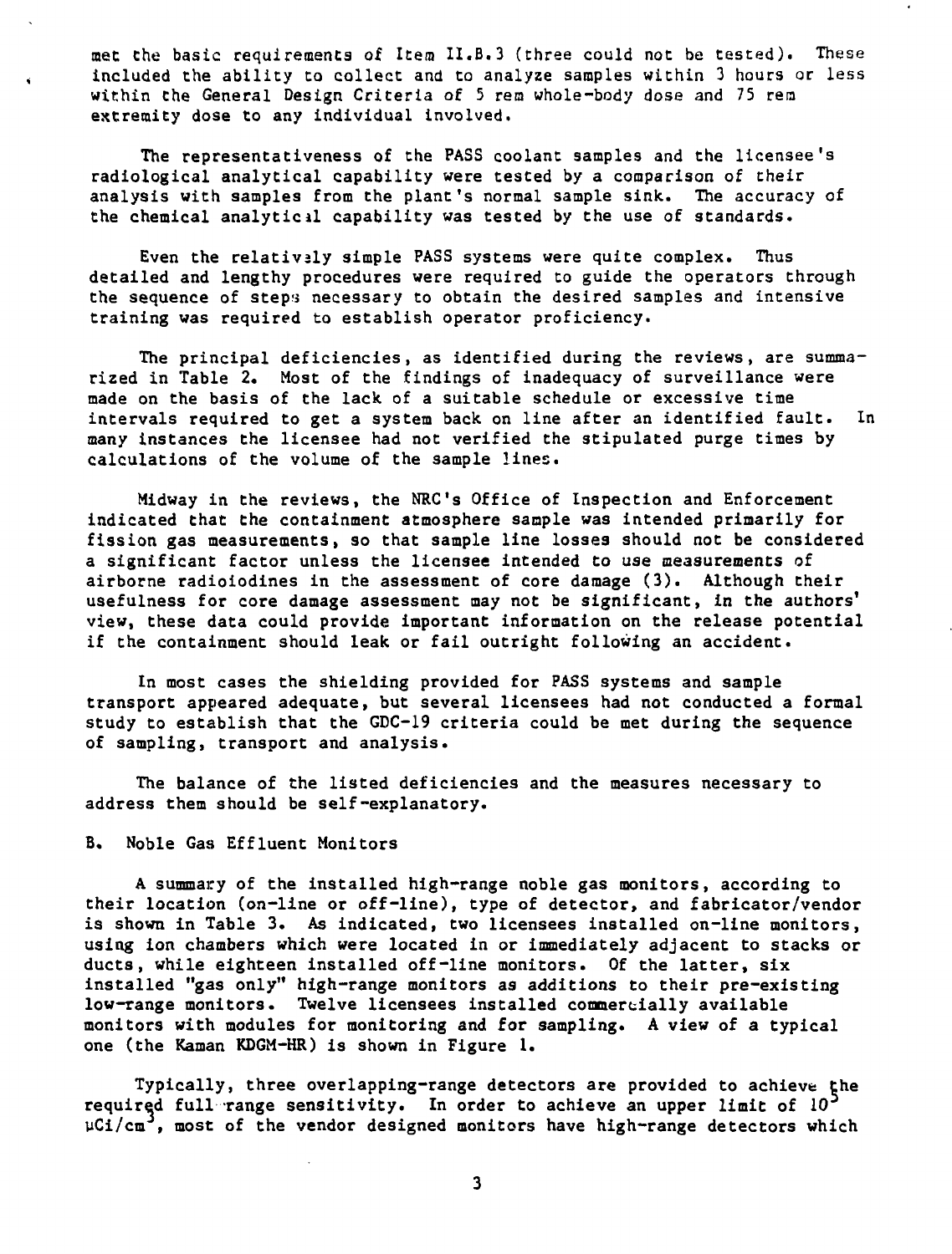met the basic requirements of Item II.B.3 (three could not be tested). These included the ability to collect and to analyze samples within 3 hours or less within the General Design Criteria of 5 rem whole-body dose and 75 rem extremity dose to any individual involved.

The representativeness of the PASS coolant samples and the licensee's radiological analytical capability were tested by a comparison of their analysis with samples from the plant's normal sample sink. The accuracy of the chemical analytical capability was tested by the use of standards.

Even the relatively simple PASS systems were quite complex. Thus detailed and lengthy procedures were required to guide the operators through the sequence of steps necessary to obtain the desired samples and intensive training was required to establish operator proficiency.

The principal deficiencies, as identified during the reviews, are summarized in Table 2. Most of the findings of inadequacy of surveillance were made on the basis of the lack of a suitable schedule or excessive time intervals required to get a system back on line after an identified fault. In many instances the licensee had not verified the stipulated purge times by calculations of the volume of the sample lines.

Midway in the reviews, the NRC's Office of Inspection and Enforcement indicated that the containment atmosphere sample was intended primarily for fission gas measurements, so that sample line losses should not be considered a significant factor unless the licensee intended to use measurements of airborne radioiodines in the assessment of core damage (3). Although their usefulness for core damage assessment may not be significant, in the authors' view, these data could provide important information on the release potential if the containment should leak or fail outright following an accident.

In most cases the shielding provided for PASS systems and sample transport appeared adequate, but several licensees had not conducted a formal study to establish that the GDC-19 criteria could be met during the sequence of sampling, transport and analysis.

The balance of the listed deficiencies and the measures necessary to address them should be self-explanatory.

## B. Noble Gas Effluent Monitors

A summary of the installed high-range noble gas monitors, according to their location (on-line or off-line), type of detector, and fabricator/vendor is shown in Table 3. As indicated, two licensees installed on-line monitors, using ion chambers which were located in or immediately adjacent to stacks or ducts, while eighteen installed off-line monitors. Of the latter, six installed "gas only" high-range monitors as additions to their pre-existing low-range monitors. Twelve licensees installed commercially available monitors with modules for monitoring and for sampling. A view of a typical one (the Kaman KDGM-HR) is shown in Figure 1.

Typically, three overlapping-range detectors are provided to achieve the required full-range sensitivity. In order to achieve an upper limit of $10^5$ $\mu Ci/cm^3$, most of the vendor designed monitors have high-range detectors which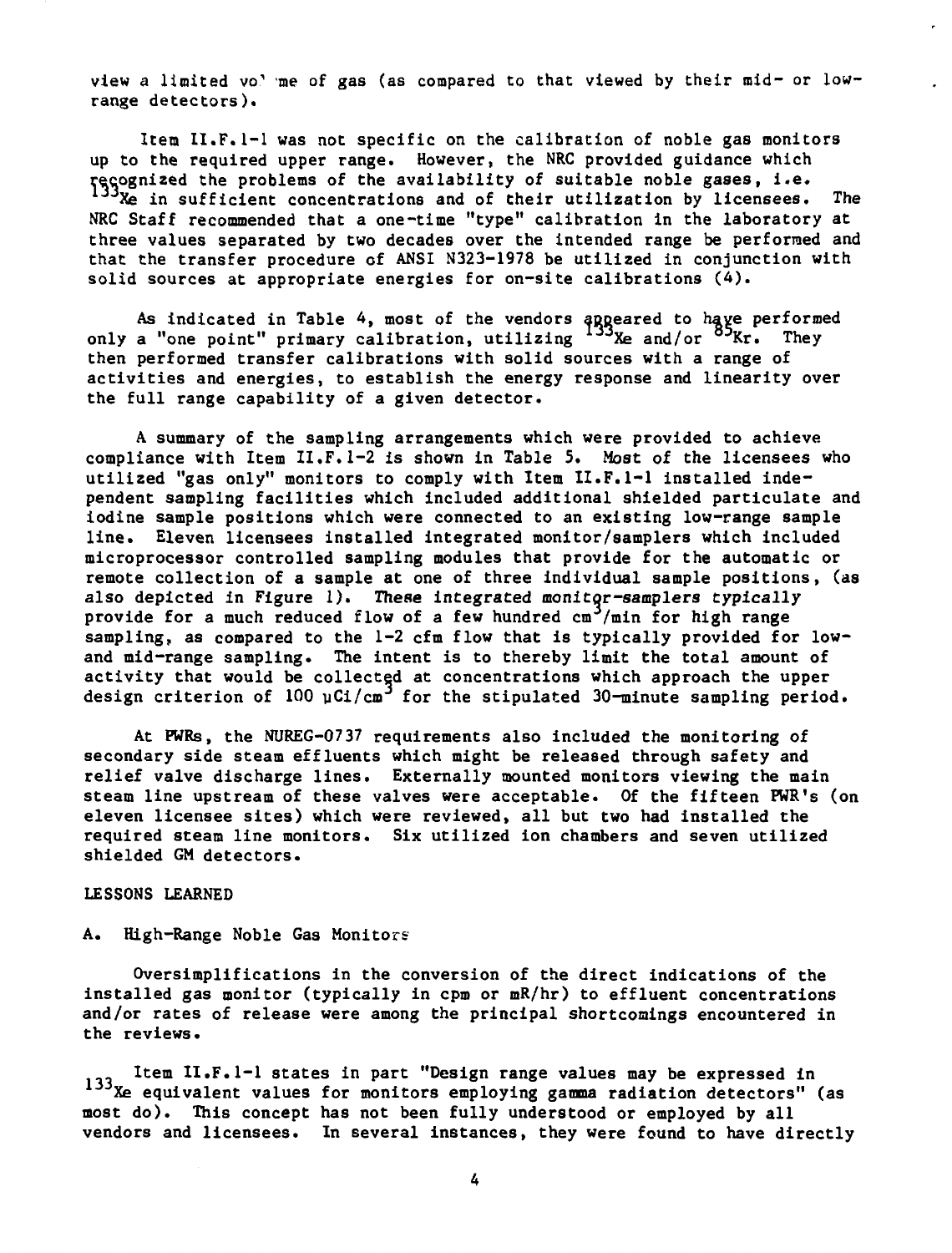view a limited volume of gas (as compared to that viewed by their mid- or low-range detectors).

Item II.F.1-1 was not specific on the calibration of noble gas monitors up to the required upper range. However, the NRC provided guidance which recognized the problems of the availability of suitable noble gases, i.e. $^{133}$Xe in sufficient concentrations and of their utilization by licensees. The NRC Staff recommended that a one-time "type" calibration in the laboratory at three values separated by two decades over the intended range be performed and that the transfer procedure of ANSI N323-1978 be utilized in conjunction with solid sources at appropriate energies for on-site calibrations (4).

As indicated in Table 4, most of the vendors appeared to have performed only a "one point" primary calibration, utilizing $^{133}$Xe and/or $^{85}$Kr. They then performed transfer calibrations with solid sources with a range of activities and energies, to establish the energy response and linearity over the full range capability of a given detector.

A summary of the sampling arrangements which were provided to achieve compliance with Item II.F.1-2 is shown in Table 5. Most of the licensees who utilized "gas only" monitors to comply with Item II.F.1-1 installed independent sampling facilities which included additional shielded particulate and iodine sample positions which were connected to an existing low-range sample line. Eleven licensees installed integrated monitor/samplers which included microprocessor controlled sampling modules that provide for the automatic or remote collection of a sample at one of three individual sample positions, (as also depicted in Figure 1). These integrated monitor-samplers typically provide for a much reduced flow of a few hundred cm$^3$/min for high range sampling, as compared to the 1-2 cfm flow that is typically provided for low- and mid-range sampling. The intent is to thereby limit the total amount of activity that would be collected at concentrations which approach the upper design criterion of 100 μCi/cm$^3$ for the stipulated 30-minute sampling period.

At PWRs, the NUREG-0737 requirements also included the monitoring of secondary side steam effluents which might be released through safety and relief valve discharge lines. Externally mounted monitors viewing the main steam line upstream of these valves were acceptable. Of the fifteen PWR's (on eleven licensee sites) which were reviewed, all but two had installed the required steam line monitors. Six utilized ion chambers and seven utilized shielded GM detectors.

## LESSONS LEARNED

### A. High-Range Noble Gas Monitors

Oversimplifications in the conversion of the direct indications of the installed gas monitor (typically in cpm or mR/hr) to effluent concentrations and/or rates of release were among the principal shortcomings encountered in the reviews.

Item II.F.1-1 states in part "Design range values may be expressed in $^{133}$Xe equivalent values for monitors employing gamma radiation detectors" (as most do). This concept has not been fully understood or employed by all vendors and licensees. In several instances, they were found to have directly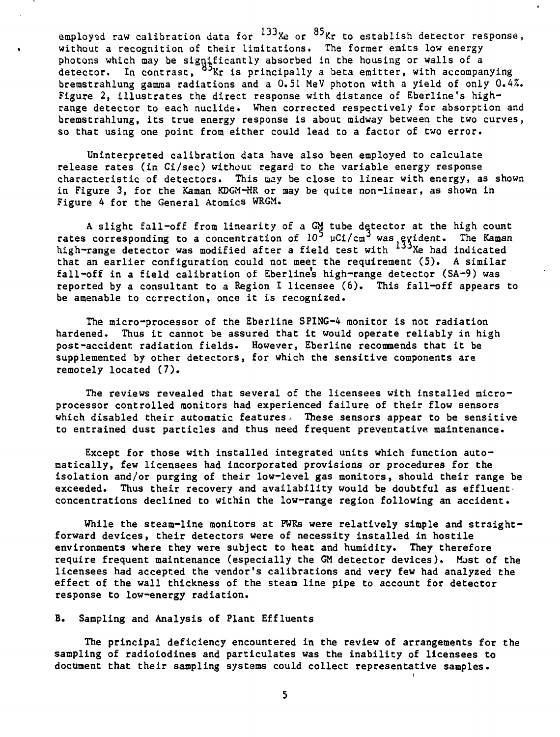employed raw calibration data for $^{133}$Xe or $^{85}$Kr to establish detector response, without a recognition of their limitations. The former emits low energy photons which may be significantly absorbed in the housing or walls of a detector. In contrast, $^{85}$Kr is principally a beta emitter, with accompanying bremstrahlung gamma radiations and a 0.51 MeV photon with a yield of only 0.4%. Figure 2, illustrates the direct response with distance of Eberline's high-range detector to each nuclide. When corrected respectively for absorption and bremstrahlung, its true energy response is about midway between the two curves, so that using one point from either could lead to a factor of two error.

Uninterpreted calibration data have also been employed to calculate release rates (in Ci/sec) without regard to the variable energy response characteristic of detectors. This may be close to linear with energy, as shown in Figure 3, for the Kaman KDGM-HR or may be quite non-linear, as shown in Figure 4 for the General Atomics WRGM.

A slight fall-off from linearity of a GM tube detector at the high count rates corresponding to a concentration of $10^{5}$ µCi/cm$^{3}$ was evident. The Kaman high-range detector was modified after a field test with $^{133}$Xe had indicated that an earlier configuration could not meet the requirement (5). A similar fall-off in a field calibration of Eberline's high-range detector (SA-9) was reported by a consultant to a Region I licensee (6). This fall-off appears to be amenable to correction, once it is recognized.

The micro-processor of the Eberline SPING-4 monitor is not radiation hardened. Thus it cannot be assured that it would operate reliably in high post-accident radiation fields. However, Eberline recommends that it be supplemented by other detectors, for which the sensitive components are remotely located (7).

The reviews revealed that several of the licensees with installed micro-processor controlled monitors had experienced failure of their flow sensors which disabled their automatic features. These sensors appear to be sensitive to entrained dust particles and thus need frequent preventative maintenance.

Except for those with installed integrated units which function automatically, few licensees had incorporated provisions or procedures for the isolation and/or purging of their low-level gas monitors, should their range be exceeded. Thus their recovery and availability would be doubtful as effluent concentrations declined to within the low-range region following an accident.

While the steam-line monitors at PWRs were relatively simple and straightforward devices, their detectors were of necessity installed in hostile environments where they were subject to heat and humidity. They therefore require frequent maintenance (especially the GM detector devices). Most of the licensees had accepted the vendor's calibrations and very few had analyzed the effect of the wall thickness of the steam line pipe to account for detector response to low-energy radiation.

B. Sampling and Analysis of Plant Effluents

The principal deficiency encountered in the review of arrangements for the sampling of radioiodines and particulates was the inability of licensees to document that their sampling systems could collect representative samples.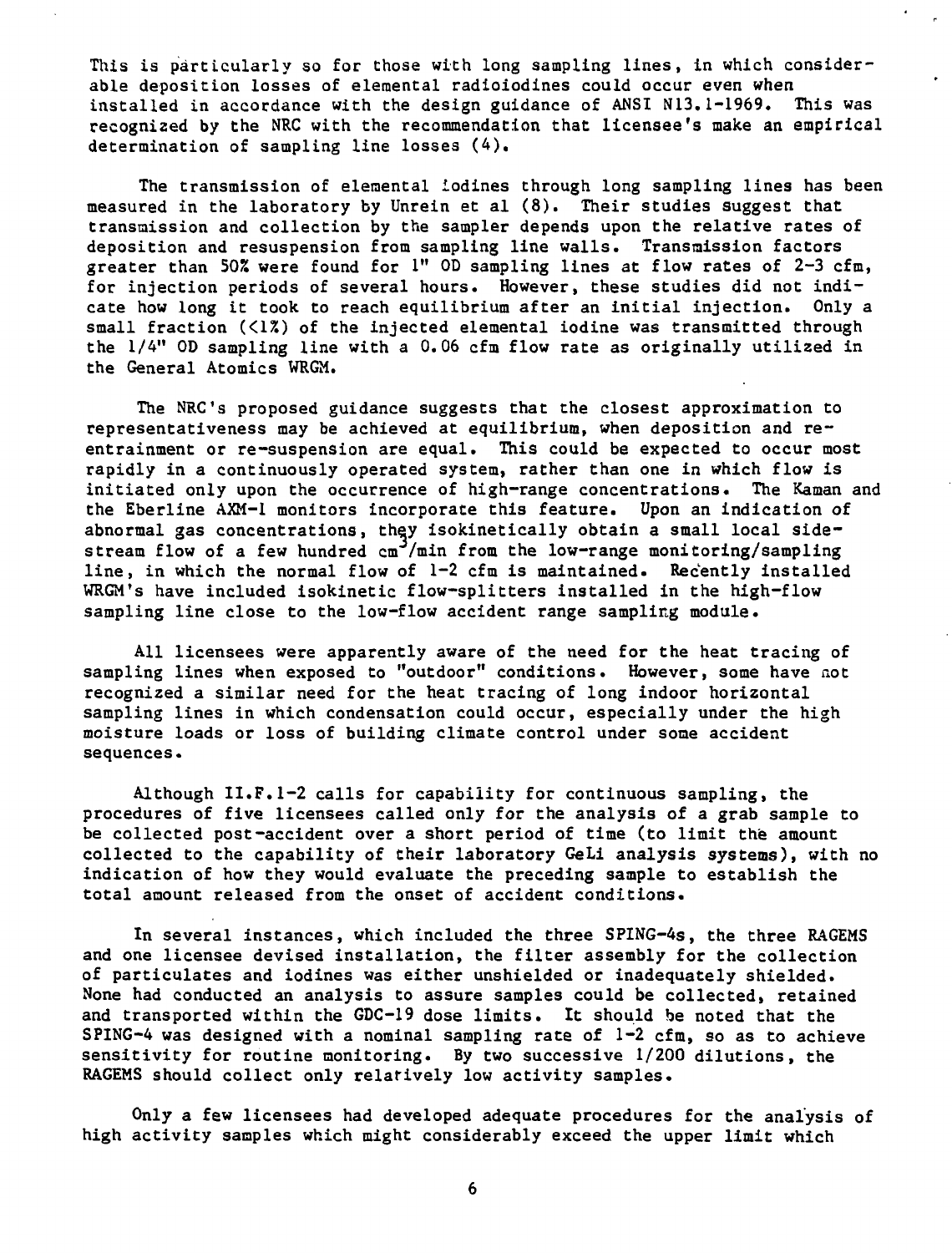This is particularly so for those with long sampling lines, in which considerable deposition losses of elemental radioiodines could occur even when installed in accordance with the design guidance of ANSI N13.1-1969. This was recognized by the NRC with the recommendation that licensee's make an empirical determination of sampling line losses (4).

The transmission of elemental iodines through long sampling lines has been measured in the laboratory by Unrein et al (8). Their studies suggest that transmission and collection by the sampler depends upon the relative rates of deposition and resuspension from sampling line walls. Transmission factors greater than 50% were found for 1" OD sampling lines at flow rates of 2-3 cfm, for injection periods of several hours. However, these studies did not indicate how long it took to reach equilibrium after an initial injection. Only a small fraction (<1%) of the injected elemental iodine was transmitted through the 1/4" OD sampling line with a 0.06 cfm flow rate as originally utilized in the General Atomics WRGM.

The NRC's proposed guidance suggests that the closest approximation to representativeness may be achieved at equilibrium, when deposition and re-entrainment or re-suspension are equal. This could be expected to occur most rapidly in a continuously operated system, rather than one in which flow is initiated only upon the occurrence of high-range concentrations. The Kaman and the Eberline AXM-1 monitors incorporate this feature. Upon an indication of abnormal gas concentrations, they isokinetically obtain a small local side-stream flow of a few hundred $cm^3$/min from the low-range monitoring/sampling line, in which the normal flow of 1-2 cfm is maintained. Recently installed WRGM's have included isokinetic flow-splitters installed in the high-flow sampling line close to the low-flow accident range sampling module.

All licensees were apparently aware of the need for the heat tracing of sampling lines when exposed to "outdoor" conditions. However, some have not recognized a similar need for the heat tracing of long indoor horizontal sampling lines in which condensation could occur, especially under the high moisture loads or loss of building climate control under some accident sequences.

Although II.F.1-2 calls for capability for continuous sampling, the procedures of five licensees called only for the analysis of a grab sample to be collected post-accident over a short period of time (to limit the amount collected to the capability of their laboratory GeLi analysis systems), with no indication of how they would evaluate the preceding sample to establish the total amount released from the onset of accident conditions.

In several instances, which included the three SPING-4s, the three RAGEMS and one licensee devised installation, the filter assembly for the collection of particulates and iodines was either unshielded or inadequately shielded. None had conducted an analysis to assure samples could be collected, retained and transported within the GDC-19 dose limits. It should be noted that the SPING-4 was designed with a nominal sampling rate of 1-2 cfm, so as to achieve sensitivity for routine monitoring. By two successive 1/200 dilutions, the RAGEMS should collect only relatively low activity samples.

Only a few licensees had developed adequate procedures for the analysis of high activity samples which might considerably exceed the upper limit which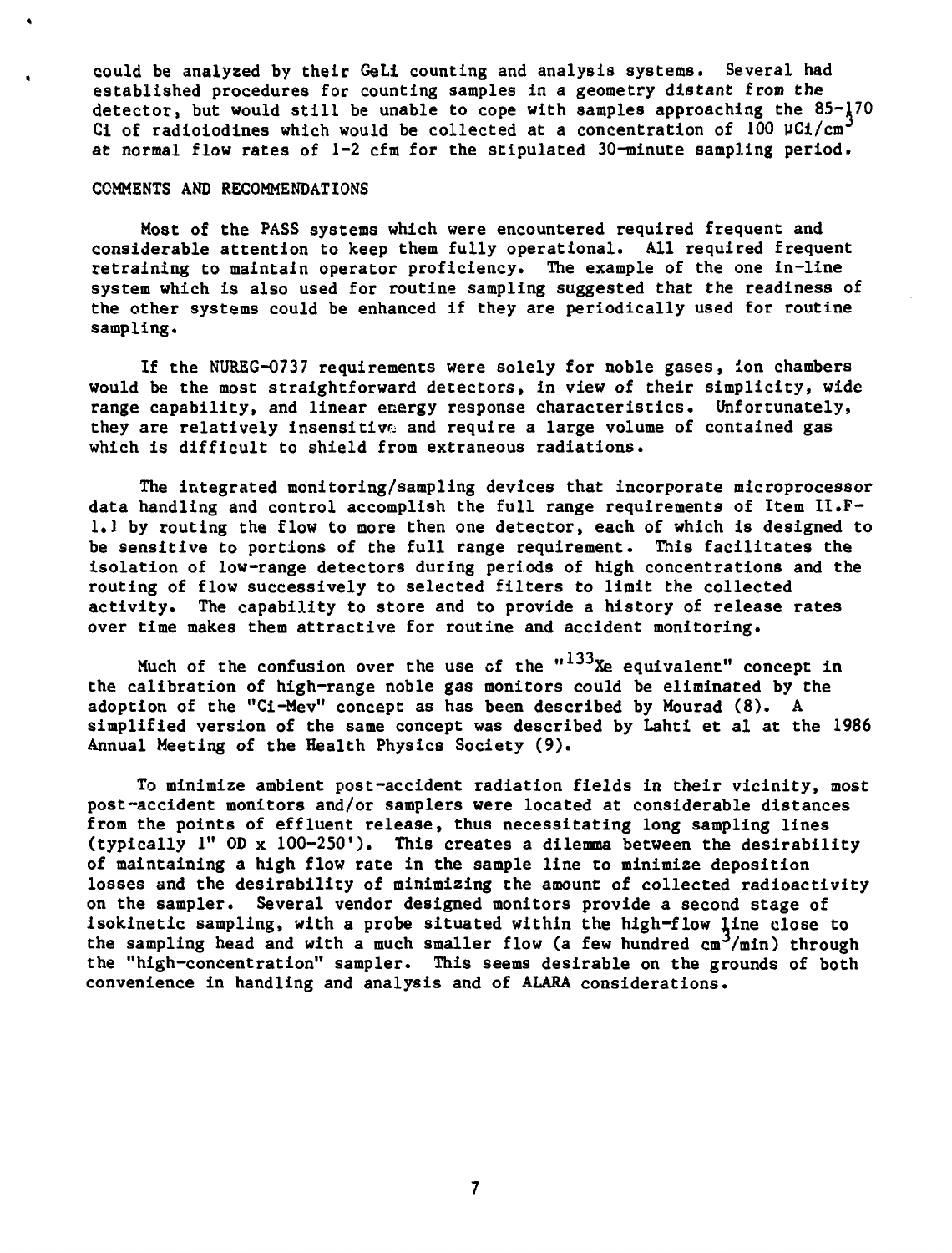could be analyzed by their GeLi counting and analysis systems. Several had established procedures for counting samples in a geometry distant from the detector, but would still be unable to cope with samples approaching the 85-170 Ci of radioiodines which would be collected at a concentration of 100 $\mu Ci/cm^3$ at normal flow rates of 1-2 cfm for the stipulated 30-minute sampling period.

## COMMENTS AND RECOMMENDATIONS

Most of the PASS systems which were encountered required frequent and considerable attention to keep them fully operational. All required frequent retraining to maintain operator proficiency. The example of the one in-line system which is also used for routine sampling suggested that the readiness of the other systems could be enhanced if they are periodically used for routine sampling.

If the NUREG-0737 requirements were solely for noble gases, ion chambers would be the most straightforward detectors, in view of their simplicity, wide range capability, and linear energy response characteristics. Unfortunately, they are relatively insensitive and require a large volume of contained gas which is difficult to shield from extraneous radiations.

The integrated monitoring/sampling devices that incorporate microprocessor data handling and control accomplish the full range requirements of Item II.F-1.1 by routing the flow to more then one detector, each of which is designed to be sensitive to portions of the full range requirement. This facilitates the isolation of low-range detectors during periods of high concentrations and the routing of flow successively to selected filters to limit the collected activity. The capability to store and to provide a history of release rates over time makes them attractive for routine and accident monitoring.

Much of the confusion over the use of the "$^{133}Xe$ equivalent" concept in the calibration of high-range noble gas monitors could be eliminated by the adoption of the "Ci-Mev" concept as has been described by Mourad (8). A simplified version of the same concept was described by Lahti et al at the 1986 Annual Meeting of the Health Physics Society (9).

To minimize ambient post-accident radiation fields in their vicinity, most post-accident monitors and/or samplers were located at considerable distances from the points of effluent release, thus necessitating long sampling lines (typically 1" OD x 100-250'). This creates a dilemma between the desirability of maintaining a high flow rate in the sample line to minimize deposition losses and the desirability of minimizing the amount of collected radioactivity on the sampler. Several vendor designed monitors provide a second stage of isokinetic sampling, with a probe situated within the high-flow line close to the sampling head and with a much smaller flow (a few hundred $cm^3/min$) through the "high-concentration" sampler. This seems desirable on the grounds of both convenience in handling and analysis and of ALARA considerations.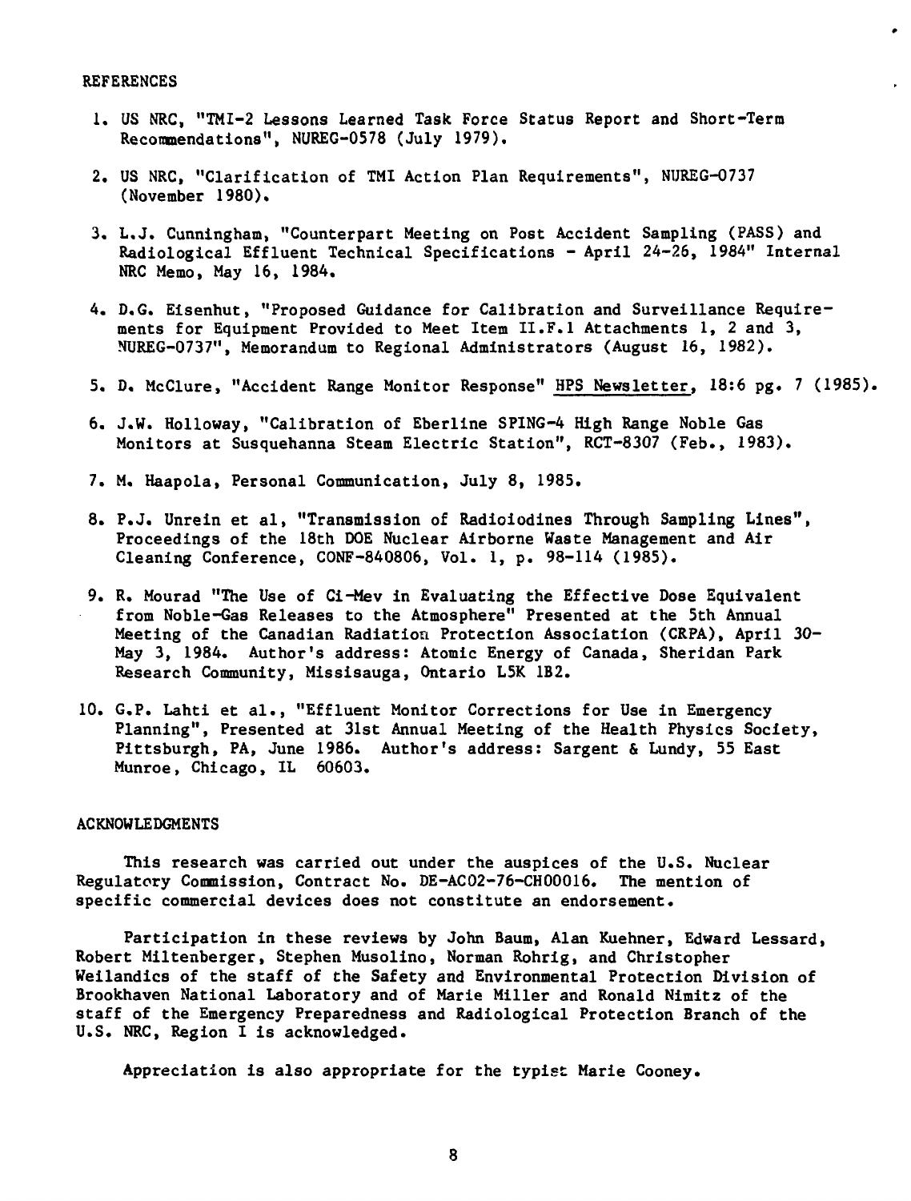## REFERENCES

1. US NRC, "TMI-2 Lessons Learned Task Force Status Report and Short-Term Recommendations", NUREG-0578 (July 1979).

2. US NRC, "Clarification of TMI Action Plan Requirements", NUREG-0737 (November 1980).

3. L.J. Cunningham, "Counterpart Meeting on Post Accident Sampling (PASS) and Radiological Effluent Technical Specifications - April 24-26, 1984" Internal NRC Memo, May 16, 1984.

4. D.G. Eisenhut, "Proposed Guidance for Calibration and Surveillance Requirements for Equipment Provided to Meet Item II.F.1 Attachments 1, 2 and 3, NUREG-0737", Memorandum to Regional Administrators (August 16, 1982).

5. D. McClure, "Accident Range Monitor Response" HPS Newsletter, 18:6 pg. 7 (1985).

6. J.W. Holloway, "Calibration of Eberline SPING-4 High Range Noble Gas Monitors at Susquehanna Steam Electric Station", RCT-8307 (Feb., 1983).

7. M. Haapola, Personal Communication, July 8, 1985.

8. P.J. Unrein et al, "Transmission of Radioiodines Through Sampling Lines", Proceedings of the 18th DOE Nuclear Airborne Waste Management and Air Cleaning Conference, CONF-840806, Vol. 1, p. 98-114 (1985).

9. R. Mourad "The Use of Ci-Mev in Evaluating the Effective Dose Equivalent from Noble-Gas Releases to the Atmosphere" Presented at the 5th Annual Meeting of the Canadian Radiation Protection Association (CRPA), April 30-May 3, 1984. Author's address: Atomic Energy of Canada, Sheridan Park Research Community, Missisauga, Ontario L5K 1B2.

10. G.P. Lahti et al., "Effluent Monitor Corrections for Use in Emergency Planning", Presented at 31st Annual Meeting of the Health Physics Society, Pittsburgh, PA, June 1986. Author's address: Sargent & Lundy, 55 East Munroe, Chicago, IL 60603.

## ACKNOWLEDGMENTS

This research was carried out under the auspices of the U.S. Nuclear Regulatory Commission, Contract No. DE-AC02-76-CH00016. The mention of specific commercial devices does not constitute an endorsement.

Participation in these reviews by John Baum, Alan Kuehner, Edward Lessard, Robert Miltenberger, Stephen Musolino, Norman Rohrig, and Christopher Weilandics of the staff of the Safety and Environmental Protection Division of Brookhaven National Laboratory and of Marie Miller and Ronald Nimitz of the staff of the Emergency Preparedness and Radiological Protection Branch of the U.S. NRC, Region I is acknowledged.

Appreciation is also appropriate for the typist Marie Cooney.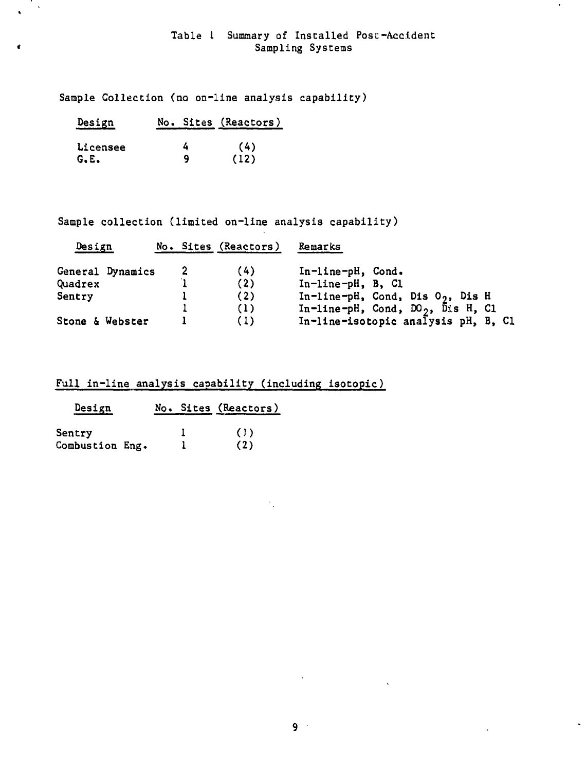Table 1 Summary of Installed Post-Accident Sampling Systems

Sample Collection (no on-line analysis capability)

| Design | No. Sites | (Reactors) |
|---|---|---|
| Licensee | 4 | (4) |
| G.E. | 9 | (12) |

Sample collection (limited on-line analysis capability)

| Design | No. Sites | (Reactors) | Remarks |
|---|---|---|---|
| General Dynamics | 2 | (4) | In-line-pH, Cond. |
| Quadrex | 1 | (2) | In-line-pH, B, Cl |
| Sentry | 1 | (2) | In-line-pH, Cond, Dis $O_2$, Dis H |
| | 1 | (1) | In-line-pH, Cond, $DO_2$, Dis H, Cl |
| Stone & Webster | 1 | (1) | In-line-isotopic analysis pH, B, Cl |

Full in-line analysis capability (including isotopic)

| Design | No. Sites | (Reactors) |
|---|---|---|
| Sentry | 1 | (1) |
| Combustion Eng. | 1 | (2) |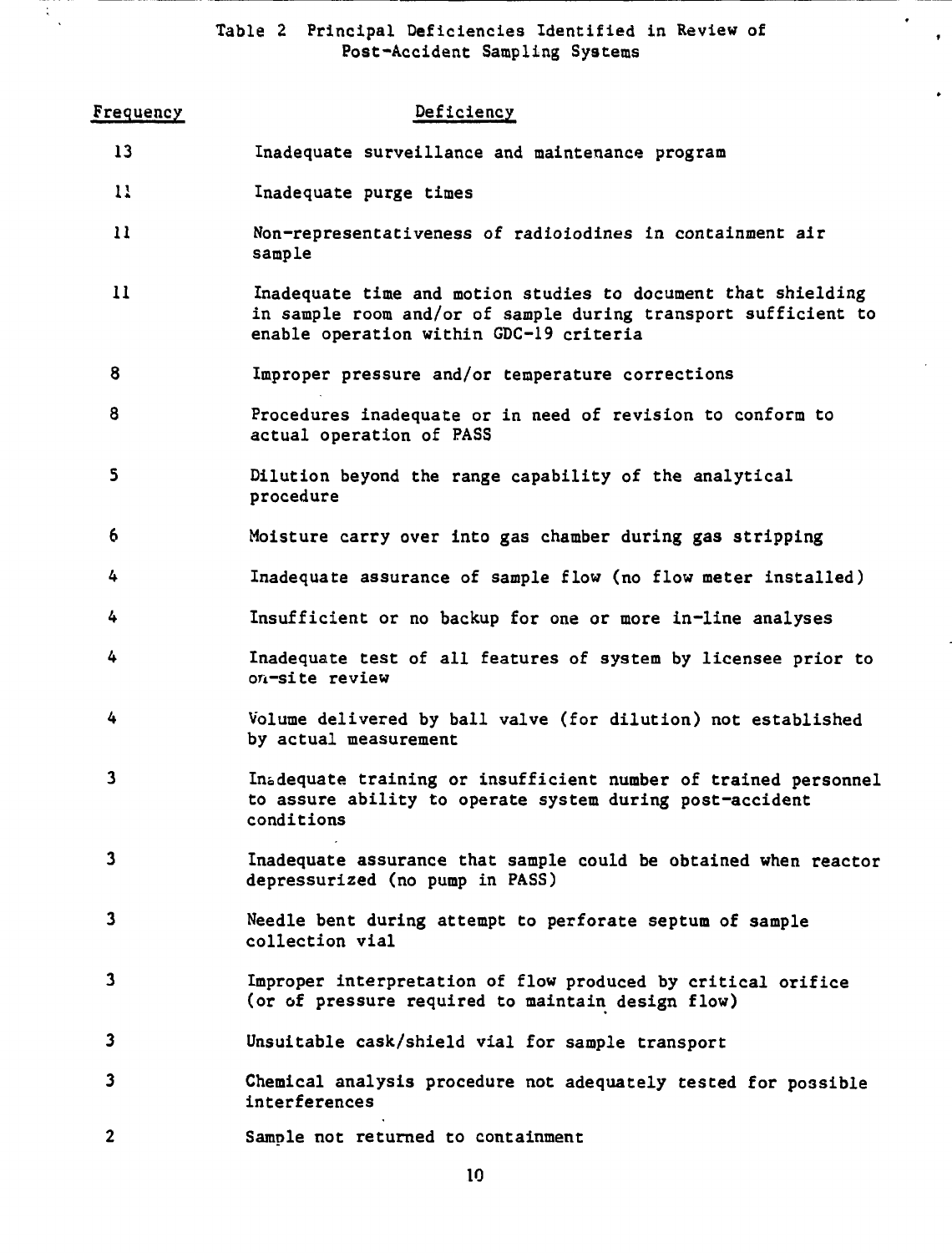Table 2 Principal Deficiencies Identified in Review of Post-Accident Sampling Systems

| Frequency | Deficiency |
|---|---|
| 13 | Inadequate surveillance and maintenance program |
| 11 | Inadequate purge times |
| 11 | Non-representativeness of radioiodines in containment air sample |
| 11 | Inadequate time and motion studies to document that shielding in sample room and/or of sample during transport sufficient to enable operation within GDC-19 criteria |
| 8 | Improper pressure and/or temperature corrections |
| 8 | Procedures inadequate or in need of revision to conform to actual operation of PASS |
| 5 | Dilution beyond the range capability of the analytical procedure |
| 6 | Moisture carry over into gas chamber during gas stripping |
| 4 | Inadequate assurance of sample flow (no flow meter installed) |
| 4 | Insufficient or no backup for one or more in-line analyses |
| 4 | Inadequate test of all features of system by licensee prior to on-site review |
| 4 | Volume delivered by ball valve (for dilution) not established by actual measurement |
| 3 | Inadequate training or insufficient number of trained personnel to assure ability to operate system during post-accident conditions |
| 3 | Inadequate assurance that sample could be obtained when reactor depressurized (no pump in PASS) |
| 3 | Needle bent during attempt to perforate septum of sample collection vial |
| 3 | Improper interpretation of flow produced by critical orifice (or of pressure required to maintain design flow) |
| 3 | Unsuitable cask/shield vial for sample transport |
| 3 | Chemical analysis procedure not adequately tested for possible interferences |
| 2 | Sample not returned to containment |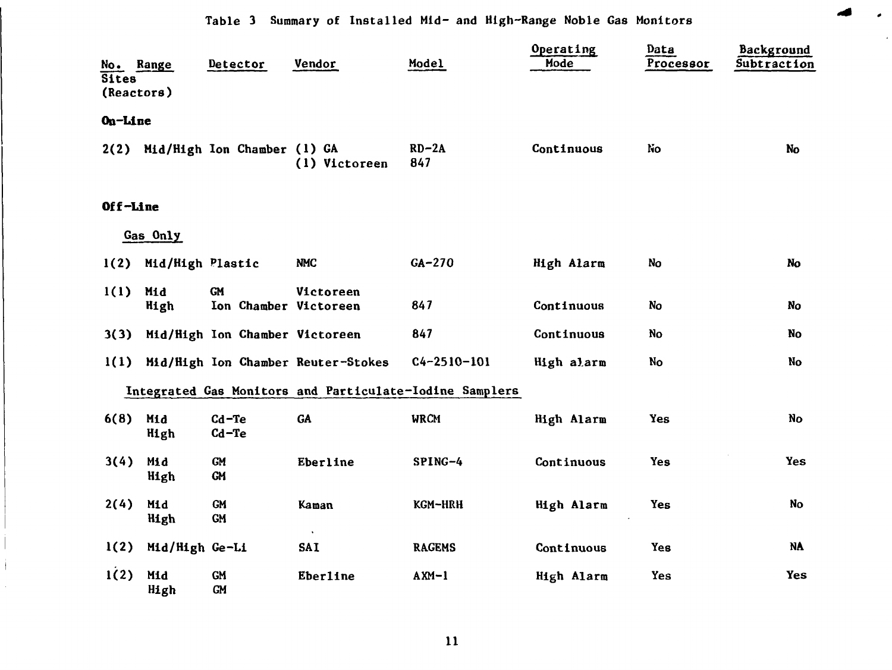Table 3 Summary of Installed Mid- and High-Range Noble Gas Monitors

| No. Sites (Reactors) | Range | Detector | Vendor | Model | Operating Mode | Data Processor | Background Subtraction |
|---|---|---|---|---|---|---|---|
| **On-Line** | | | | | | | |
| 2(2) | Mid/High | Ion Chamber | (1) GA<br>(1) Victoreen | RD-2A<br>847 | Continuous | No | No |
| **Off-Line** | | | | | | | |
| Gas Only | | | | | | | |
| 1(2) | Mid/High | Plastic | NMC | GA-270 | High Alarm | No | No |
| 1(1) | Mid<br>High | GM<br>Ion Chamber | Victoreen<br>Victoreen | 847 | Continuous | No | No |
| 3(3) | Mid/High | Ion Chamber | Victoreen | 847 | Continuous | No | No |
| 1(1) | Mid/High | Ion Chamber | Reuter-Stokes | C4-2510-101 | High alarm | No | No |
| Integrated Gas Monitors and Particulate-Iodine Samplers | | | | | | | |
| 6(8) | Mid<br>High | Cd-Te<br>Cd-Te | GA | WRCM | High Alarm | Yes | No |
| 3(4) | Mid<br>High | GM<br>GM | Eberline | SPING-4 | Continuous | Yes | Yes |
| 2(4) | Mid<br>High | GM<br>GM | Kaman | KGM-HRH | High Alarm | Yes | No |
| 1(2) | Mid/High | Ge-Li | SAI | RAGEMS | Continuous | Yes | NA |
| 1(2) | Mid<br>High | GM<br>GM | Eberline | AXM-1 | High Alarm | Yes | Yes |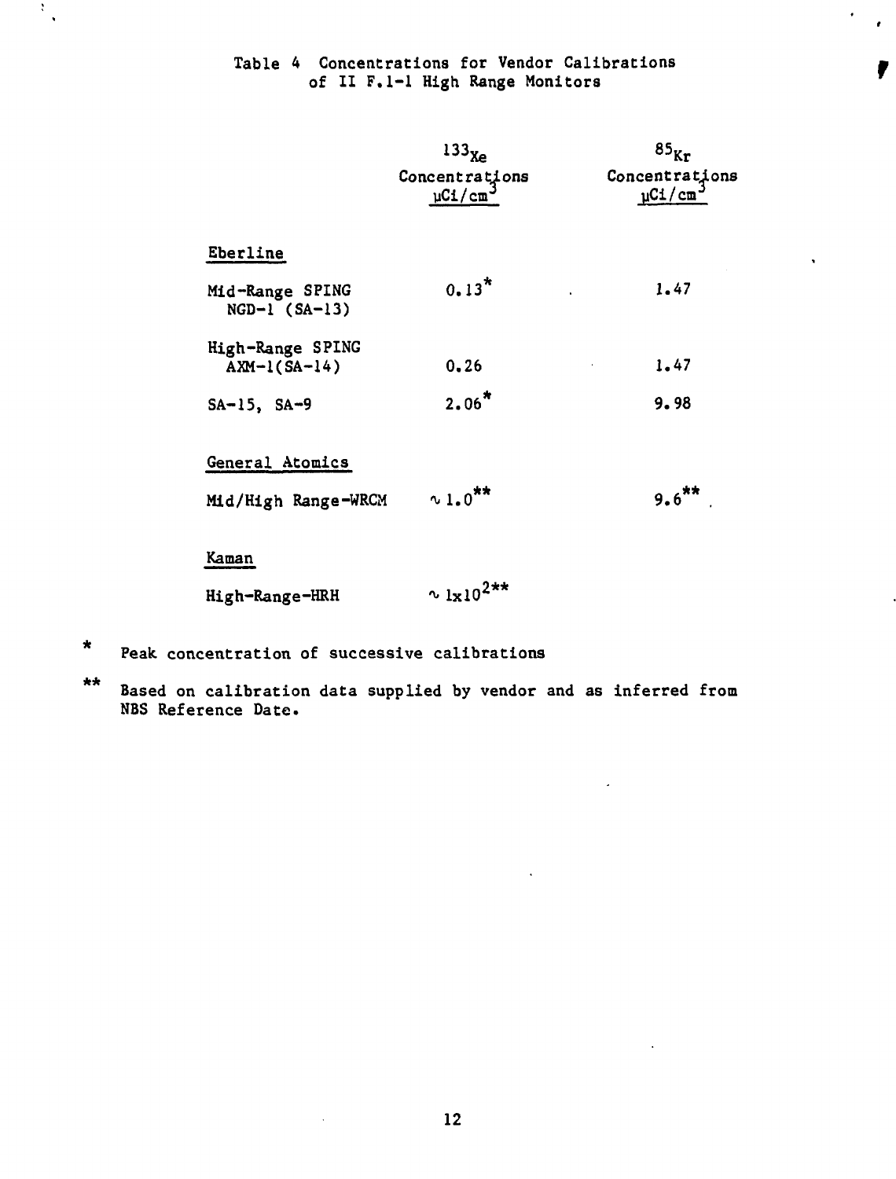Table 4 Concentrations for Vendor Calibrations of II F.1-1 High Range Monitors

| | $^{133}Xe$ Concentrations $\mu Ci/cm^3$ | $^{85}Kr$ Concentrations $\mu Ci/cm^3$ |
|---|---|---|
| Eberline | | |
| Mid-Range SPING NGD-1 (SA-13) | 0.13* | 1.47 |
| High-Range SPING AXM-1(SA-14) | 0.26 | 1.47 |
| SA-15, SA-9 | 2.06* | 9.98 |
| General Atomics | | |
| Mid/High Range-WRCM | ~1.0** | 9.6** |
| Kaman | | |
| High-Range-HRH | $\sim 1 \times 10^{2}$** | |

\* Peak concentration of successive calibrations

\*\* Based on calibration data supplied by vendor and as inferred from NBS Reference Date.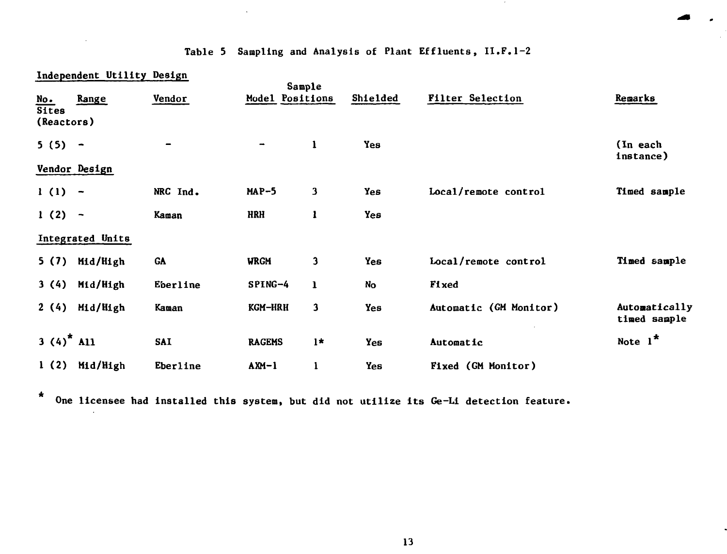Table 5 Sampling and Analysis of Plant Effluents, II.F.1-2

| No. Sites (Reactors) | Range | Vendor | Model | Sample Positions | Shielded | Filter Selection | Remarks |
|---|---|---|---|---|---|---|---|
| **Independent Utility Design** | | | | | | | |
| 5 (5) | - | - | - | 1 | Yes | | (In each instance) |
| **Vendor Design** | | | | | | | |
| 1 (1) | - | NRC Ind. | MAP-5 | 3 | Yes | Local/remote control | Timed sample |
| 1 (2) | - | Kaman | HRH | 1 | Yes | | |
| **Integrated Units** | | | | | | | |
| 5 (7) | Mid/High | GA | WRGM | 3 | Yes | Local/remote control | Timed sample |
| 3 (4) | Mid/High | Eberline | SPING-4 | 1 | No | Fixed | |
| 2 (4) | Mid/High | Kaman | KGM-HRH | 3 | Yes | Automatic (GM Monitor) | Automatically timed sample |
| 3 (4)* | All | SAI | RAGEMS | 1* | Yes | Automatic | Note 1* |
| 1 (2) | Mid/High | Eberline | AXM-1 | 1 | Yes | Fixed (GM Monitor) | |

\* One licensee had installed this system, but did not utilize its Ge-Li detection feature.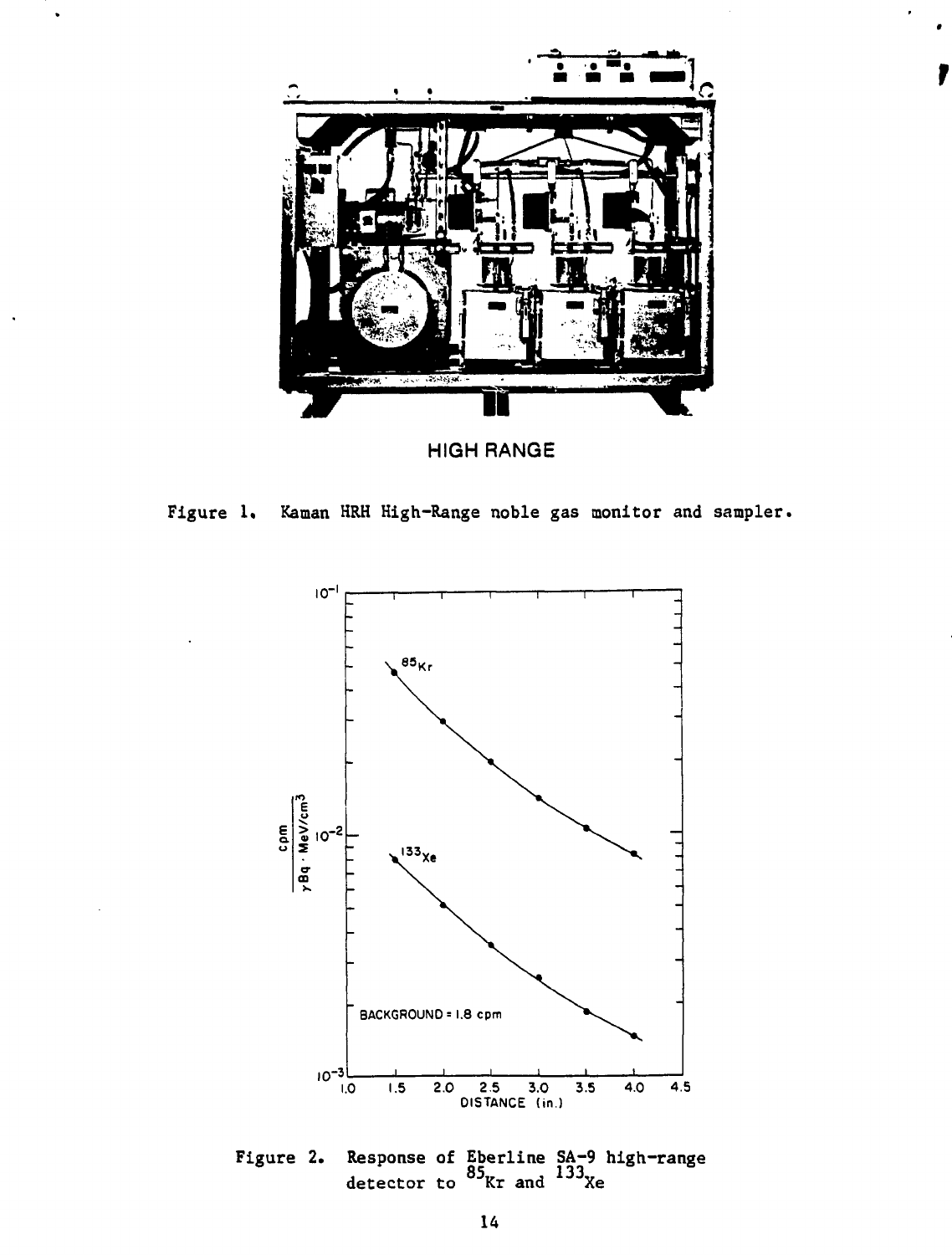HIGH RANGE

Figure 1. Kaman HRH High-Range noble gas monitor and sampler.

$10^{-1}$

$^{85}Kr$

$^{133}Xe$

$\frac{\text{cpm}}{\gamma \text{Bq} \cdot \text{MeV/cm}^3}$

$10^{-2}$

BACKGROUND = 1.8 cpm

$10^{-3}$

1.0 1.5 2.0 2.5 3.0 3.5 4.0 4.5

DISTANCE (in.)

Figure 2. Response of Eberline SA-9 high-range detector to $^{85}Kr$ and $^{133}Xe$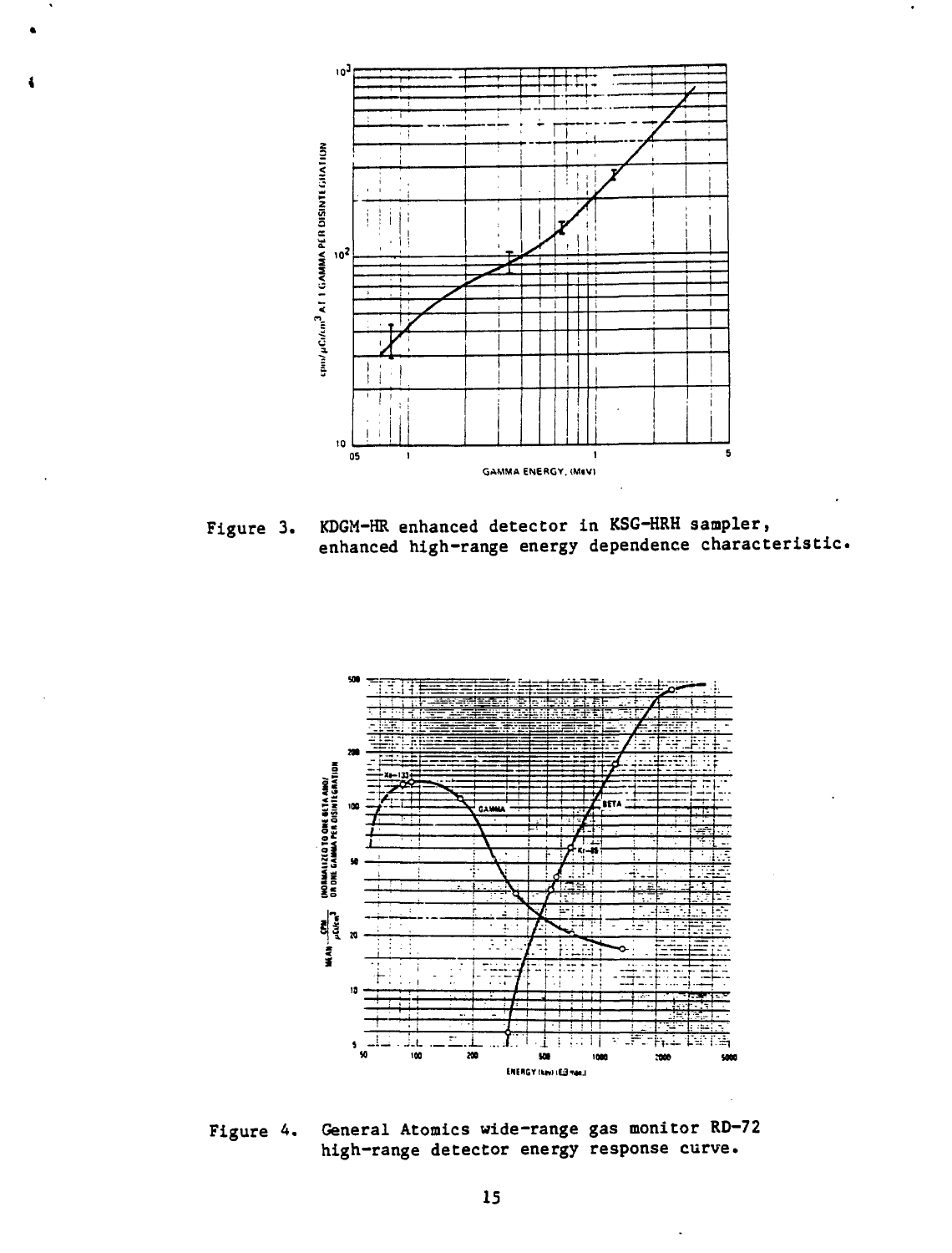$10^3$

$10^2$

10

cpm/$\mu$Ci/cm$^3$ AT 1 GAMMA PER DISINTEGRATION

05

1

1

5

GAMMA ENERGY, (MeV)

Figure 3. KDGM-HR enhanced detector in KSG-HRH sampler, enhanced high-range energy dependence characteristic.

500

200

100

50

20

10

5

MEAN $\frac{CPM}{\mu Ci/cm^3}$ (NORMALIZED TO ONE BETA AND/OR ONE GAMMA PER DISINTEGRATION)

Xe-133

GAMMA

BETA

Kr-88

50

100

200

500

1000

2000

5000

ENERGY (kev) (E$\beta$ max.)

Figure 4. General Atomics wide-range gas monitor RD-72 high-range detector energy response curve.